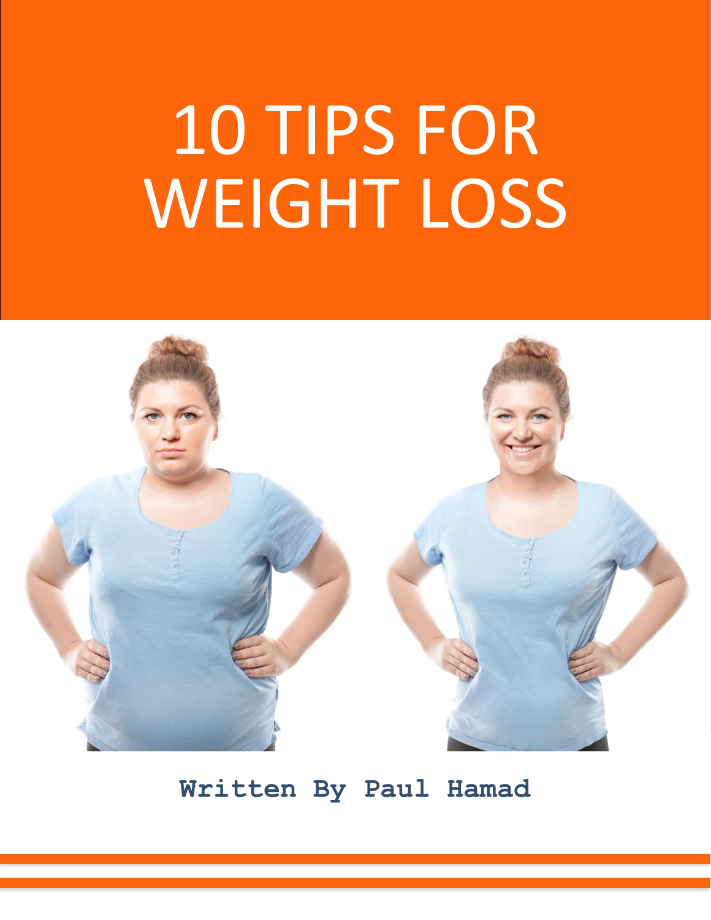# 10 TIPS FOR WEIGHT LOSS

**Written By Paul Hamad**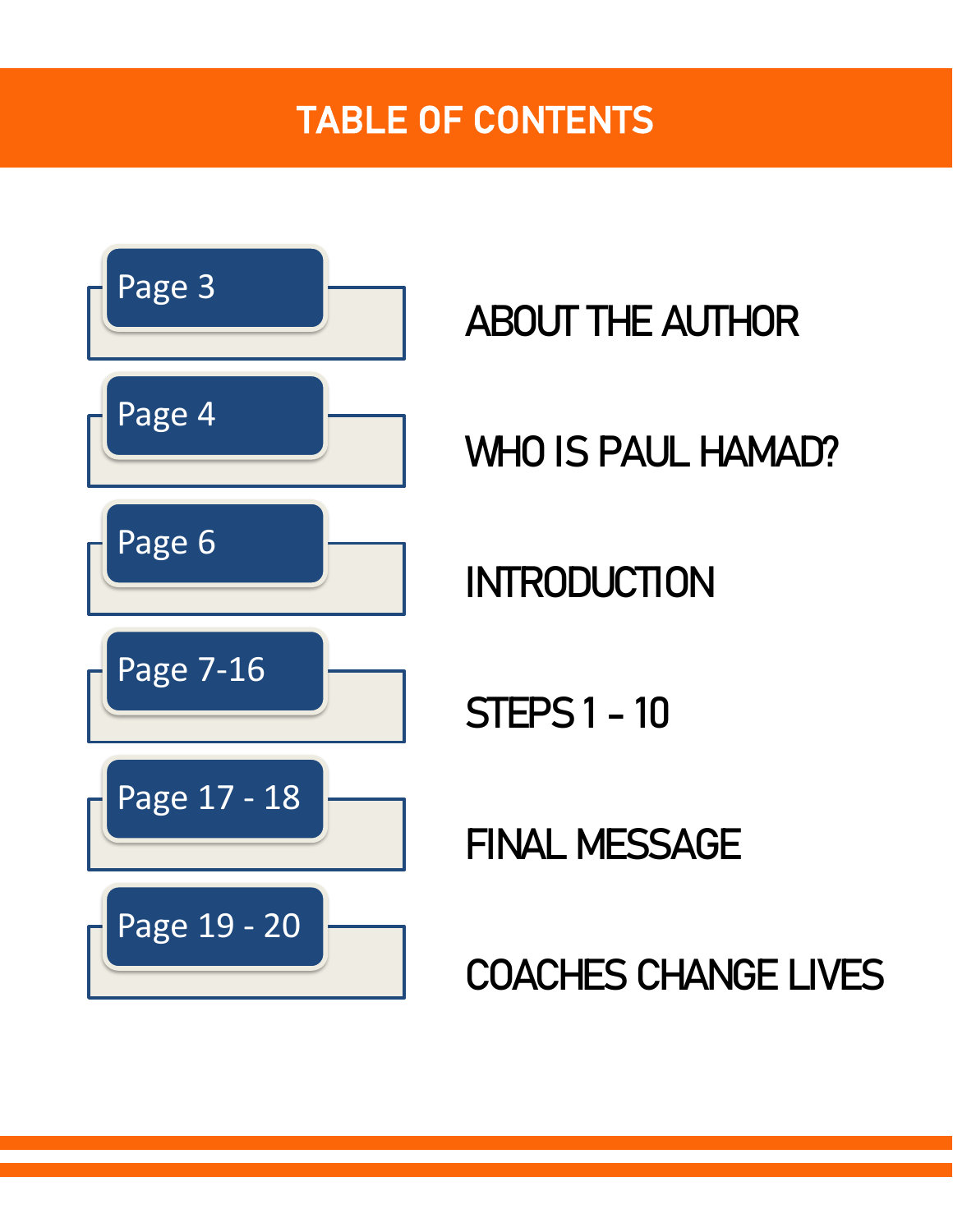# TABLE OF CONTENTS

| Page | Section |
|---|---|
| Page 3 | ABOUT THE AUTHOR |
| Page 4 | WHO IS PAUL HAMAD? |
| Page 6 | INTRODUCTION |
| Page 7-16 | STEPS 1 - 10 |
| Page 17 - 18 | FINAL MESSAGE |
| Page 19 - 20 | COACHES CHANGE LIVES |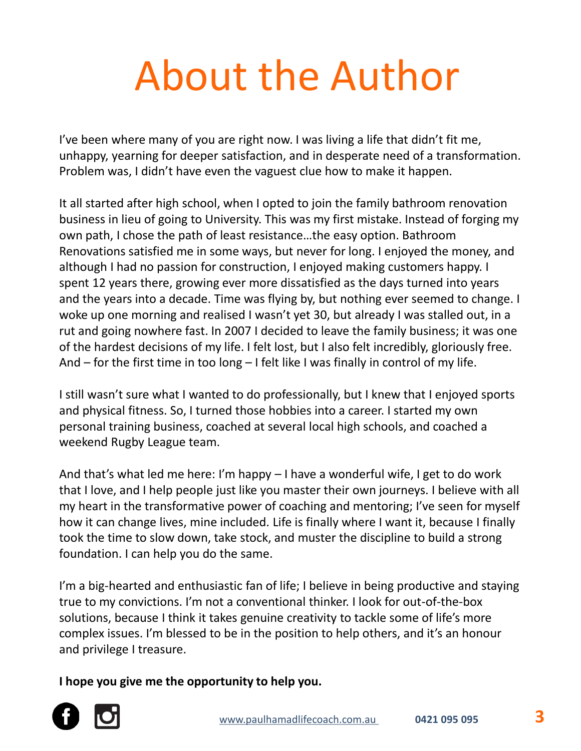# About the Author

I've been where many of you are right now. I was living a life that didn't fit me, unhappy, yearning for deeper satisfaction, and in desperate need of a transformation. Problem was, I didn't have even the vaguest clue how to make it happen.

It all started after high school, when I opted to join the family bathroom renovation business in lieu of going to University. This was my first mistake. Instead of forging my own path, I chose the path of least resistance…the easy option. Bathroom Renovations satisfied me in some ways, but never for long. I enjoyed the money, and although I had no passion for construction, I enjoyed making customers happy. I spent 12 years there, growing ever more dissatisfied as the days turned into years and the years into a decade. Time was flying by, but nothing ever seemed to change. I woke up one morning and realised I wasn't yet 30, but already I was stalled out, in a rut and going nowhere fast. In 2007 I decided to leave the family business; it was one of the hardest decisions of my life. I felt lost, but I also felt incredibly, gloriously free. And – for the first time in too long – I felt like I was finally in control of my life.

I still wasn't sure what I wanted to do professionally, but I knew that I enjoyed sports and physical fitness. So, I turned those hobbies into a career. I started my own personal training business, coached at several local high schools, and coached a weekend Rugby League team.

And that's what led me here: I'm happy – I have a wonderful wife, I get to do work that I love, and I help people just like you master their own journeys. I believe with all my heart in the transformative power of coaching and mentoring; I've seen for myself how it can change lives, mine included. Life is finally where I want it, because I finally took the time to slow down, take stock, and muster the discipline to build a strong foundation. I can help you do the same.

I'm a big-hearted and enthusiastic fan of life; I believe in being productive and staying true to my convictions. I'm not a conventional thinker. I look for out-of-the-box solutions, because I think it takes genuine creativity to tackle some of life's more complex issues. I'm blessed to be in the position to help others, and it's an honour and privilege I treasure.

**I hope you give me the opportunity to help you.**

www.paulhamadlifecoach.com.au **0421 095 095**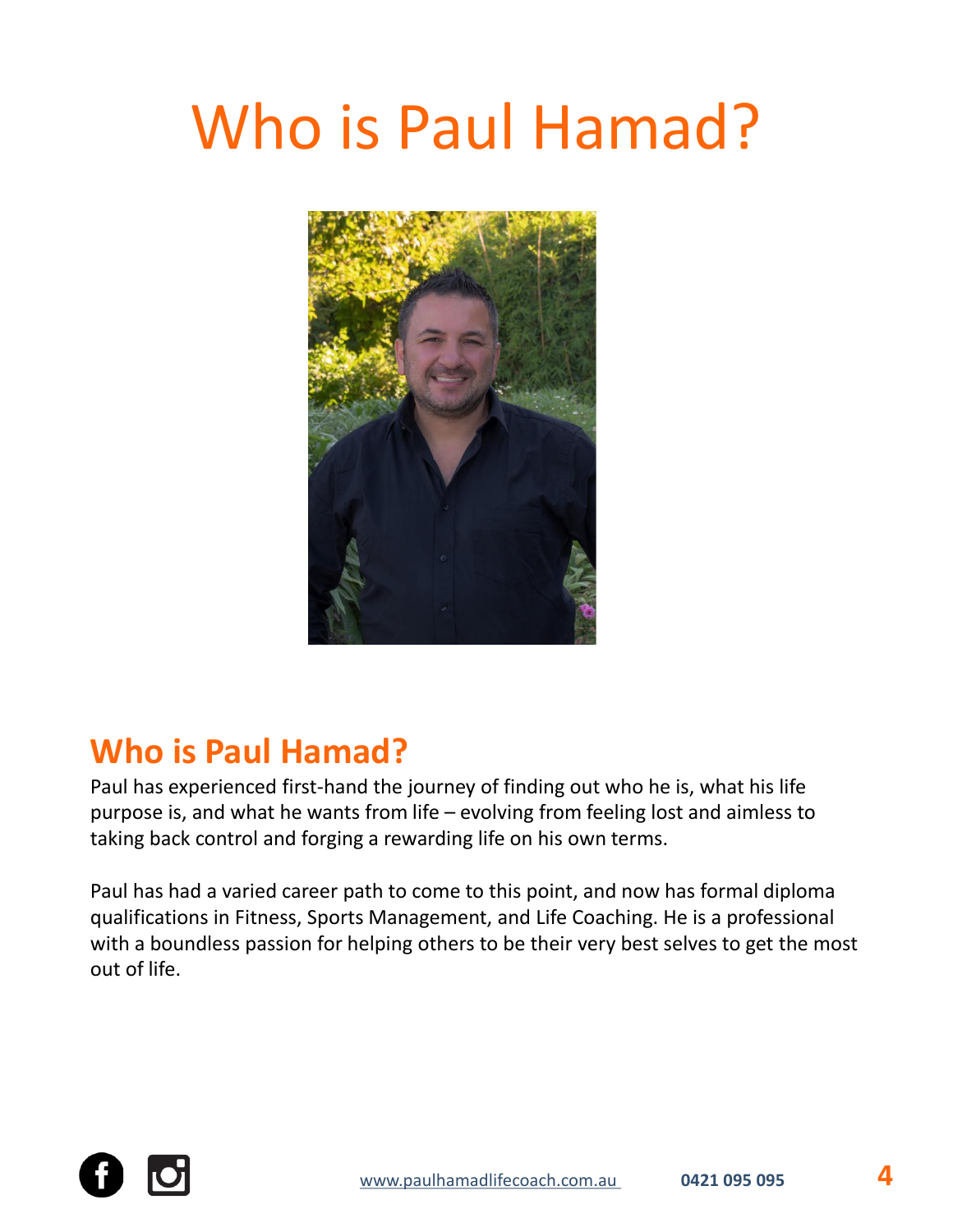# Who is Paul Hamad?

## Who is Paul Hamad?

Paul has experienced first-hand the journey of finding out who he is, what his life purpose is, and what he wants from life – evolving from feeling lost and aimless to taking back control and forging a rewarding life on his own terms.

Paul has had a varied career path to come to this point, and now has formal diploma qualifications in Fitness, Sports Management, and Life Coaching. He is a professional with a boundless passion for helping others to be their very best selves to get the most out of life.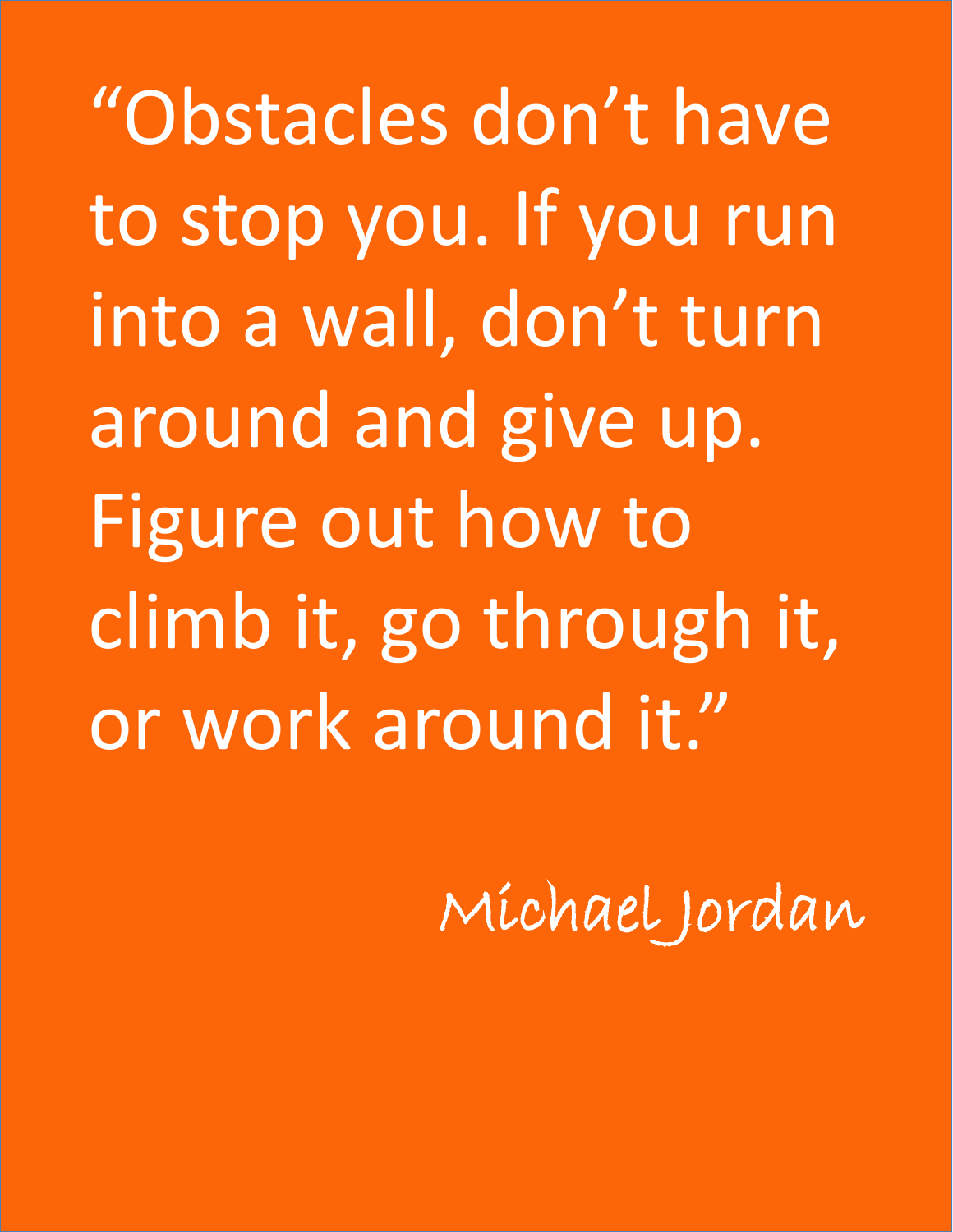"Obstacles don't have to stop you. If you run into a wall, don't turn around and give up. Figure out how to climb it, go through it, or work around it."

*Michael Jordan*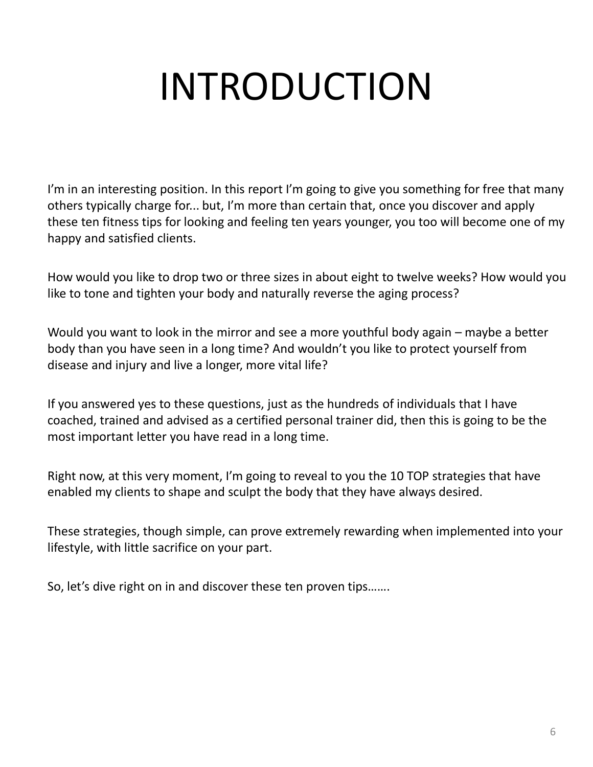# INTRODUCTION

I'm in an interesting position. In this report I'm going to give you something for free that many others typically charge for... but, I'm more than certain that, once you discover and apply these ten fitness tips for looking and feeling ten years younger, you too will become one of my happy and satisfied clients.

How would you like to drop two or three sizes in about eight to twelve weeks? How would you like to tone and tighten your body and naturally reverse the aging process?

Would you want to look in the mirror and see a more youthful body again – maybe a better body than you have seen in a long time? And wouldn't you like to protect yourself from disease and injury and live a longer, more vital life?

If you answered yes to these questions, just as the hundreds of individuals that I have coached, trained and advised as a certified personal trainer did, then this is going to be the most important letter you have read in a long time.

Right now, at this very moment, I'm going to reveal to you the 10 TOP strategies that have enabled my clients to shape and sculpt the body that they have always desired.

These strategies, though simple, can prove extremely rewarding when implemented into your lifestyle, with little sacrifice on your part.

So, let's dive right on in and discover these ten proven tips…….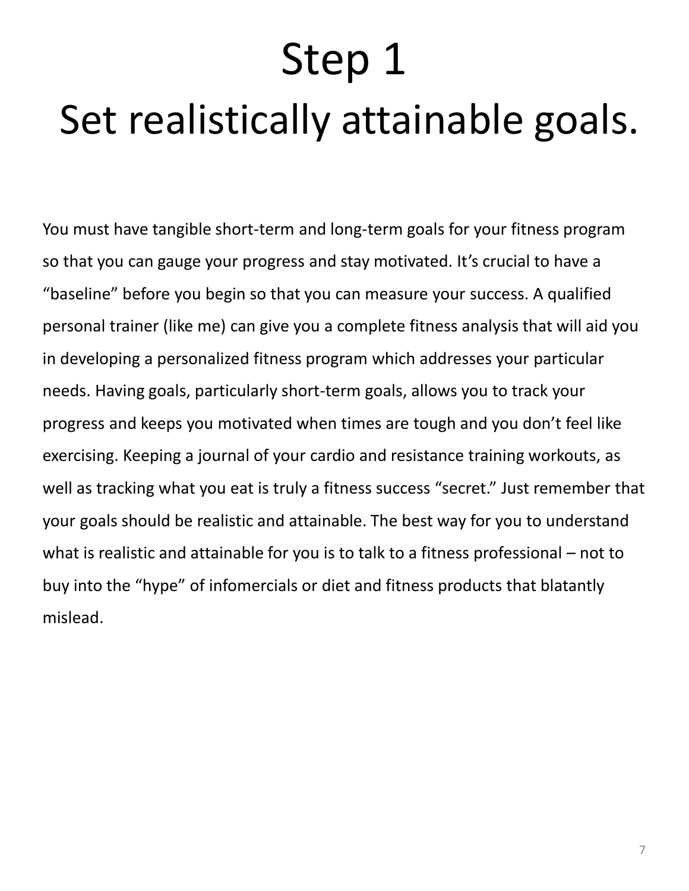# Step 1
# Set realistically attainable goals.

You must have tangible short-term and long-term goals for your fitness program so that you can gauge your progress and stay motivated. It's crucial to have a "baseline" before you begin so that you can measure your success. A qualified personal trainer (like me) can give you a complete fitness analysis that will aid you in developing a personalized fitness program which addresses your particular needs. Having goals, particularly short-term goals, allows you to track your progress and keeps you motivated when times are tough and you don't feel like exercising. Keeping a journal of your cardio and resistance training workouts, as well as tracking what you eat is truly a fitness success "secret." Just remember that your goals should be realistic and attainable. The best way for you to understand what is realistic and attainable for you is to talk to a fitness professional – not to buy into the "hype" of infomercials or diet and fitness products that blatantly mislead.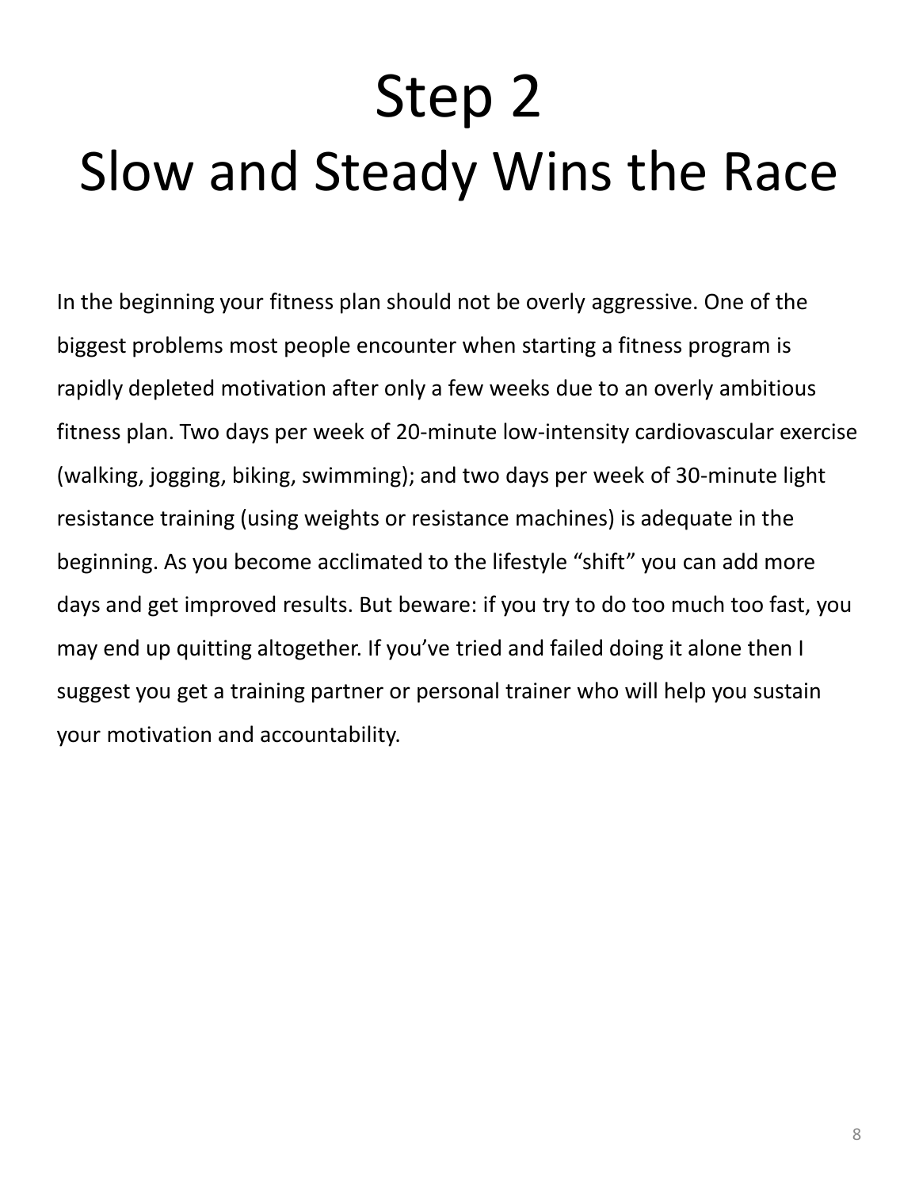# Step 2
# Slow and Steady Wins the Race

In the beginning your fitness plan should not be overly aggressive. One of the biggest problems most people encounter when starting a fitness program is rapidly depleted motivation after only a few weeks due to an overly ambitious fitness plan. Two days per week of 20-minute low-intensity cardiovascular exercise (walking, jogging, biking, swimming); and two days per week of 30-minute light resistance training (using weights or resistance machines) is adequate in the beginning. As you become acclimated to the lifestyle "shift" you can add more days and get improved results. But beware: if you try to do too much too fast, you may end up quitting altogether. If you've tried and failed doing it alone then I suggest you get a training partner or personal trainer who will help you sustain your motivation and accountability.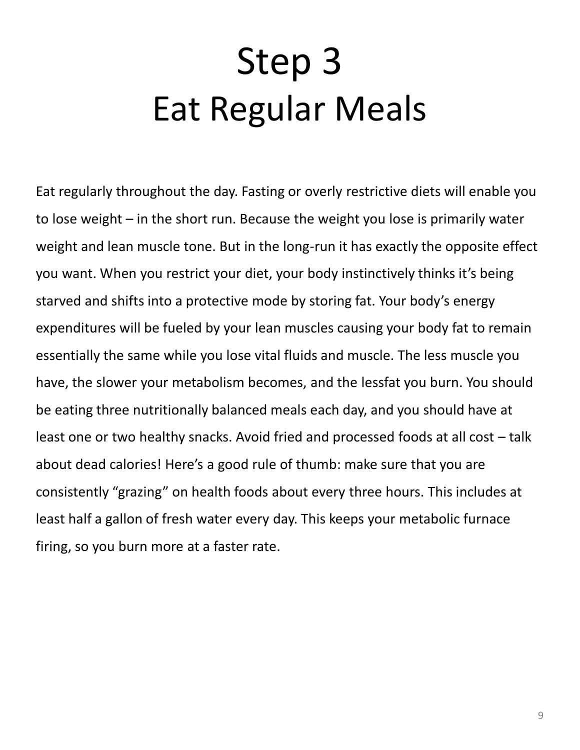# Step 3
# Eat Regular Meals

Eat regularly throughout the day. Fasting or overly restrictive diets will enable you to lose weight – in the short run. Because the weight you lose is primarily water weight and lean muscle tone. But in the long-run it has exactly the opposite effect you want. When you restrict your diet, your body instinctively thinks it's being starved and shifts into a protective mode by storing fat. Your body's energy expenditures will be fueled by your lean muscles causing your body fat to remain essentially the same while you lose vital fluids and muscle. The less muscle you have, the slower your metabolism becomes, and the lessfat you burn. You should be eating three nutritionally balanced meals each day, and you should have at least one or two healthy snacks. Avoid fried and processed foods at all cost – talk about dead calories! Here's a good rule of thumb: make sure that you are consistently "grazing" on health foods about every three hours. This includes at least half a gallon of fresh water every day. This keeps your metabolic furnace firing, so you burn more at a faster rate.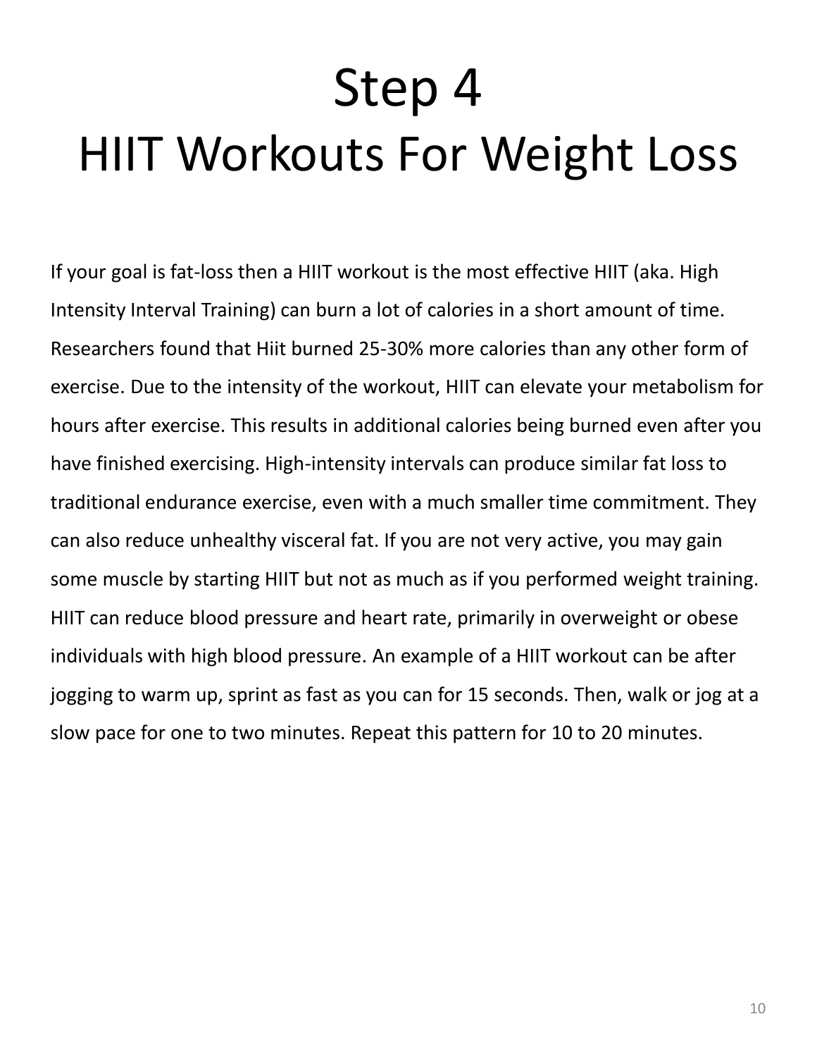# Step 4
# HIIT Workouts For Weight Loss

If your goal is fat-loss then a HIIT workout is the most effective HIIT (aka. High Intensity Interval Training) can burn a lot of calories in a short amount of time. Researchers found that Hiit burned 25-30% more calories than any other form of exercise. Due to the intensity of the workout, HIIT can elevate your metabolism for hours after exercise. This results in additional calories being burned even after you have finished exercising. High-intensity intervals can produce similar fat loss to traditional endurance exercise, even with a much smaller time commitment. They can also reduce unhealthy visceral fat. If you are not very active, you may gain some muscle by starting HIIT but not as much as if you performed weight training. HIIT can reduce blood pressure and heart rate, primarily in overweight or obese individuals with high blood pressure. An example of a HIIT workout can be after jogging to warm up, sprint as fast as you can for 15 seconds. Then, walk or jog at a slow pace for one to two minutes. Repeat this pattern for 10 to 20 minutes.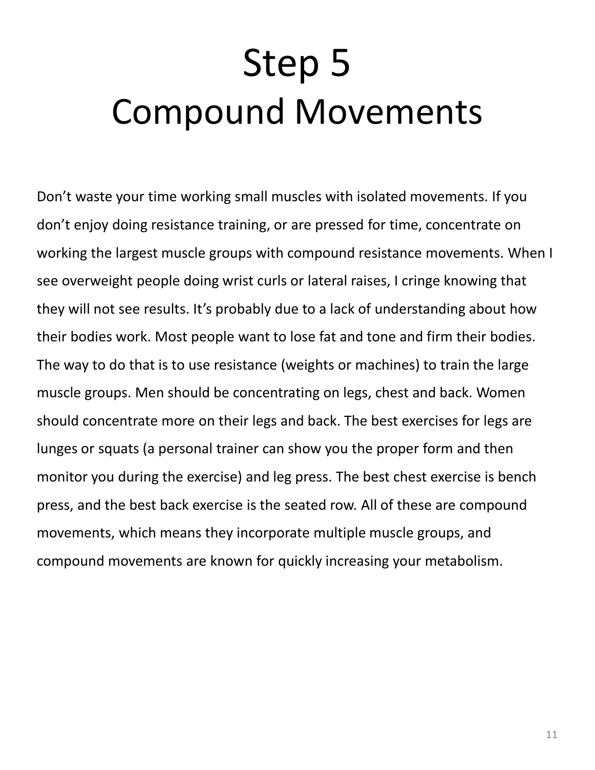# Step 5
# Compound Movements

Don’t waste your time working small muscles with isolated movements. If you don’t enjoy doing resistance training, or are pressed for time, concentrate on working the largest muscle groups with compound resistance movements. When I see overweight people doing wrist curls or lateral raises, I cringe knowing that they will not see results. It’s probably due to a lack of understanding about how their bodies work. Most people want to lose fat and tone and firm their bodies. The way to do that is to use resistance (weights or machines) to train the large muscle groups. Men should be concentrating on legs, chest and back. Women should concentrate more on their legs and back. The best exercises for legs are lunges or squats (a personal trainer can show you the proper form and then monitor you during the exercise) and leg press. The best chest exercise is bench press, and the best back exercise is the seated row. All of these are compound movements, which means they incorporate multiple muscle groups, and compound movements are known for quickly increasing your metabolism.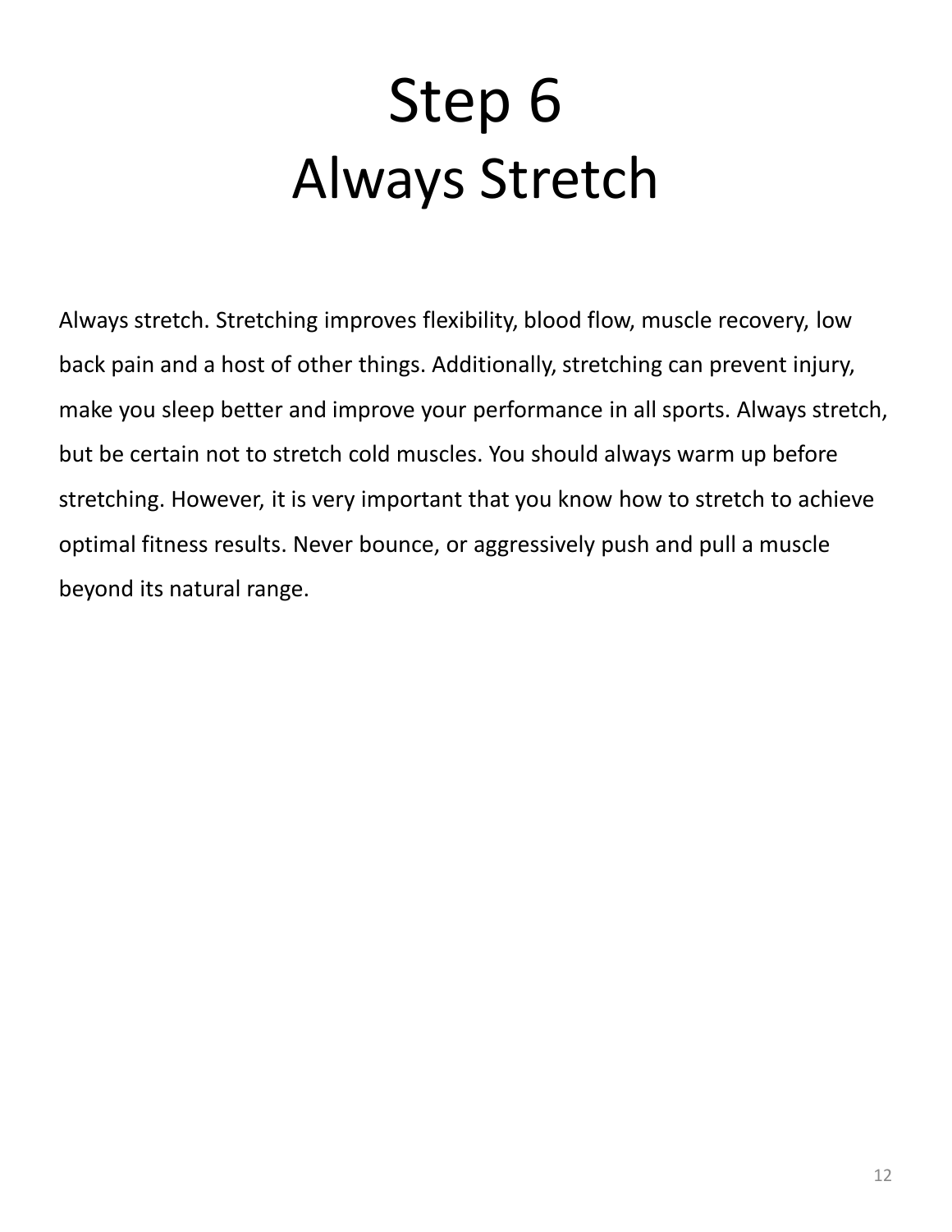# Step 6
# Always Stretch

Always stretch. Stretching improves flexibility, blood flow, muscle recovery, low back pain and a host of other things. Additionally, stretching can prevent injury, make you sleep better and improve your performance in all sports. Always stretch, but be certain not to stretch cold muscles. You should always warm up before stretching. However, it is very important that you know how to stretch to achieve optimal fitness results. Never bounce, or aggressively push and pull a muscle beyond its natural range.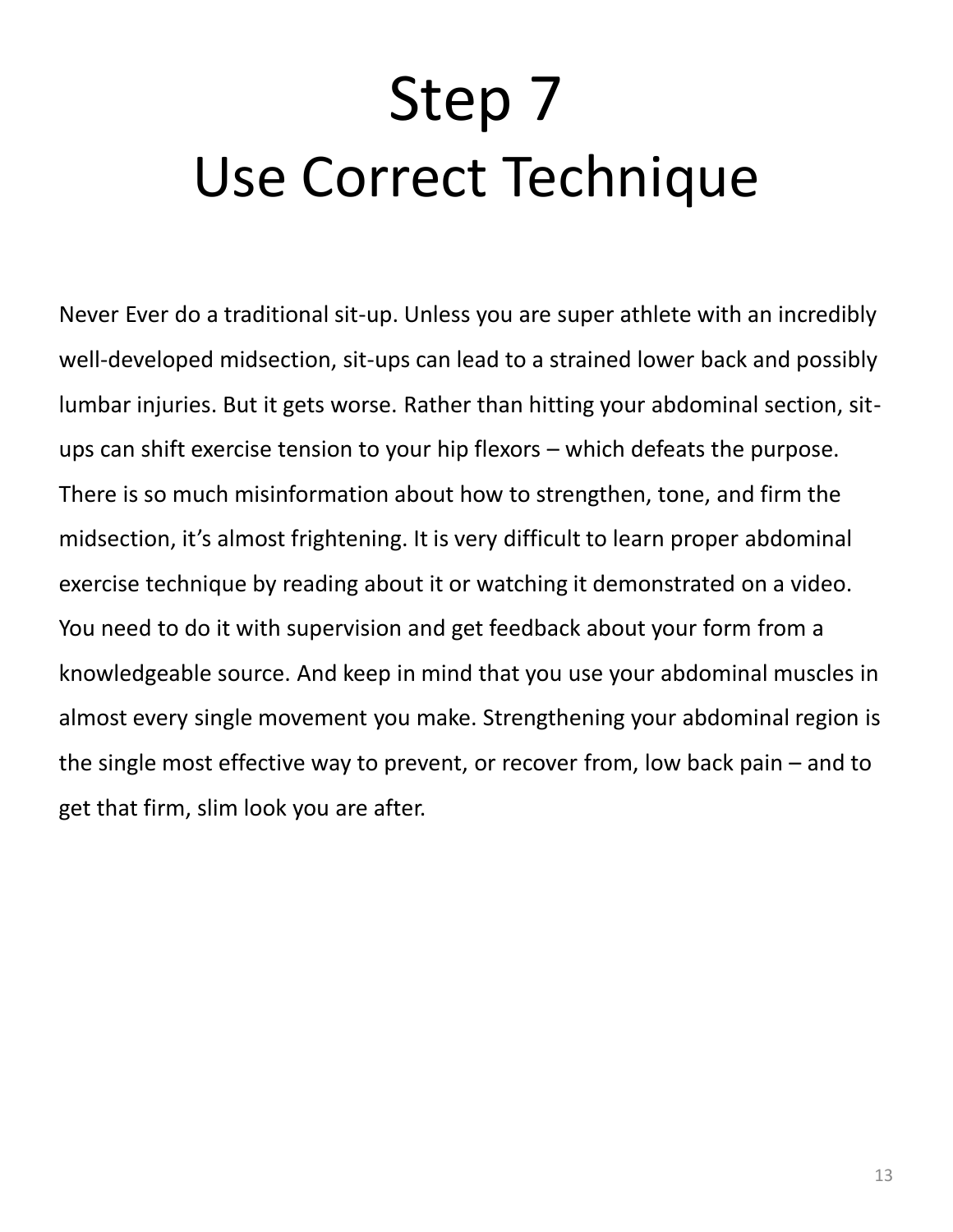# Step 7
# Use Correct Technique

Never Ever do a traditional sit-up. Unless you are super athlete with an incredibly well-developed midsection, sit-ups can lead to a strained lower back and possibly lumbar injuries. But it gets worse. Rather than hitting your abdominal section, sit-ups can shift exercise tension to your hip flexors – which defeats the purpose. There is so much misinformation about how to strengthen, tone, and firm the midsection, it's almost frightening. It is very difficult to learn proper abdominal exercise technique by reading about it or watching it demonstrated on a video. You need to do it with supervision and get feedback about your form from a knowledgeable source. And keep in mind that you use your abdominal muscles in almost every single movement you make. Strengthening your abdominal region is the single most effective way to prevent, or recover from, low back pain – and to get that firm, slim look you are after.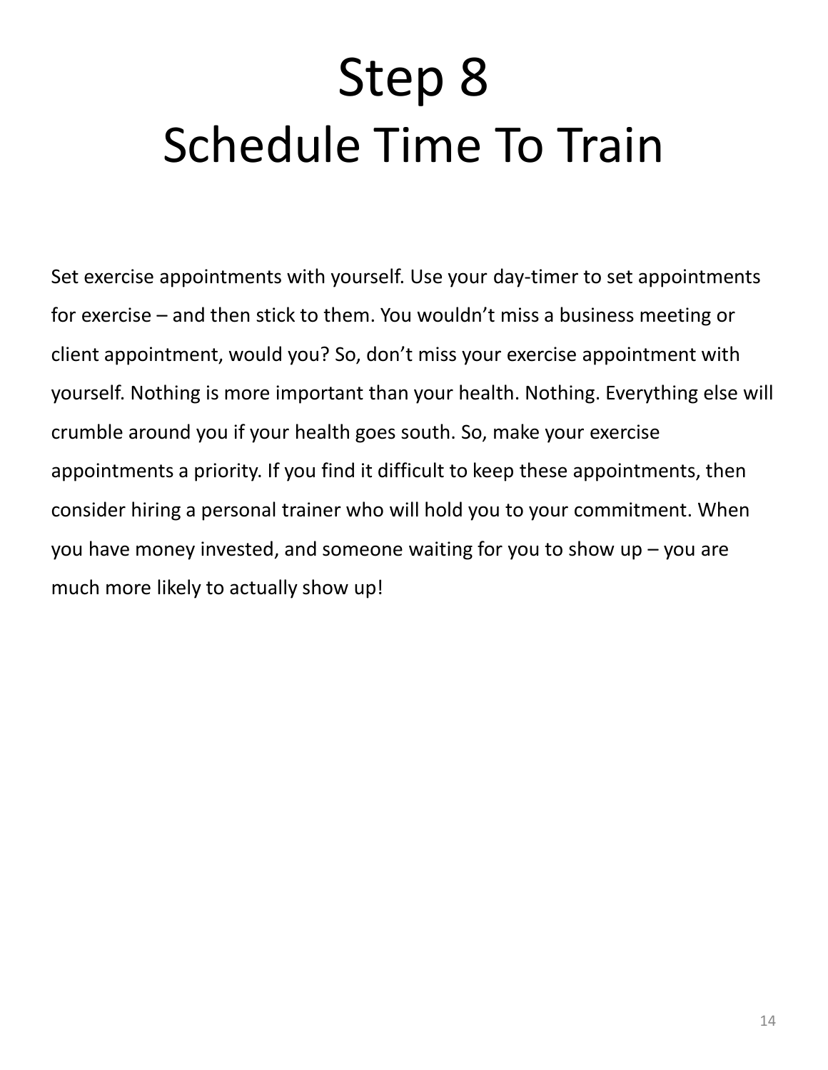# Step 8
# Schedule Time To Train

Set exercise appointments with yourself. Use your day-timer to set appointments for exercise – and then stick to them. You wouldn't miss a business meeting or client appointment, would you? So, don't miss your exercise appointment with yourself. Nothing is more important than your health. Nothing. Everything else will crumble around you if your health goes south. So, make your exercise appointments a priority. If you find it difficult to keep these appointments, then consider hiring a personal trainer who will hold you to your commitment. When you have money invested, and someone waiting for you to show up – you are much more likely to actually show up!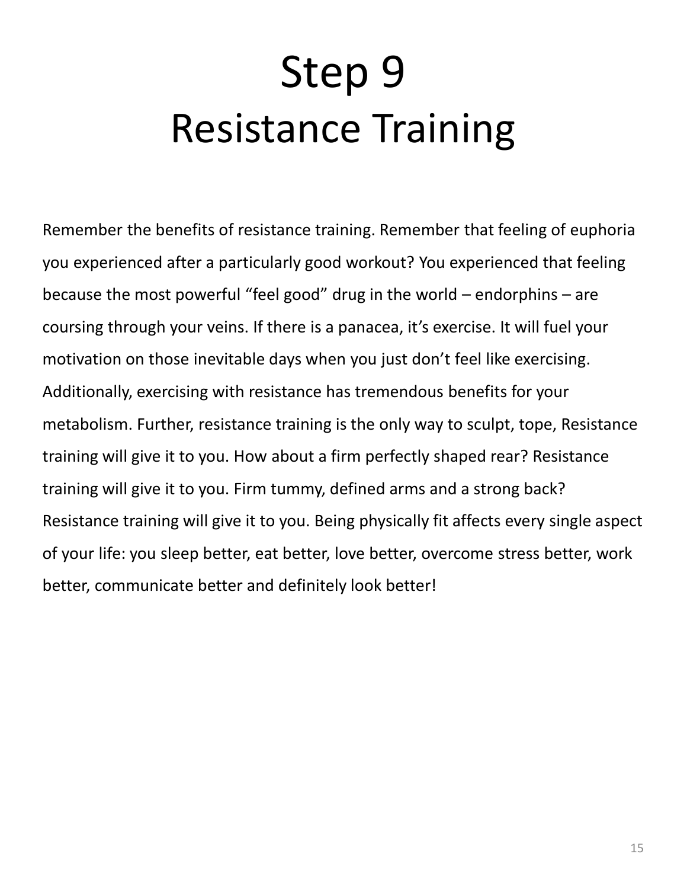# Step 9
# Resistance Training

Remember the benefits of resistance training. Remember that feeling of euphoria you experienced after a particularly good workout? You experienced that feeling because the most powerful “feel good” drug in the world – endorphins – are coursing through your veins. If there is a panacea, it’s exercise. It will fuel your motivation on those inevitable days when you just don’t feel like exercising. Additionally, exercising with resistance has tremendous benefits for your metabolism. Further, resistance training is the only way to sculpt, tope, Resistance training will give it to you. How about a firm perfectly shaped rear? Resistance training will give it to you. Firm tummy, defined arms and a strong back? Resistance training will give it to you. Being physically fit affects every single aspect of your life: you sleep better, eat better, love better, overcome stress better, work better, communicate better and definitely look better!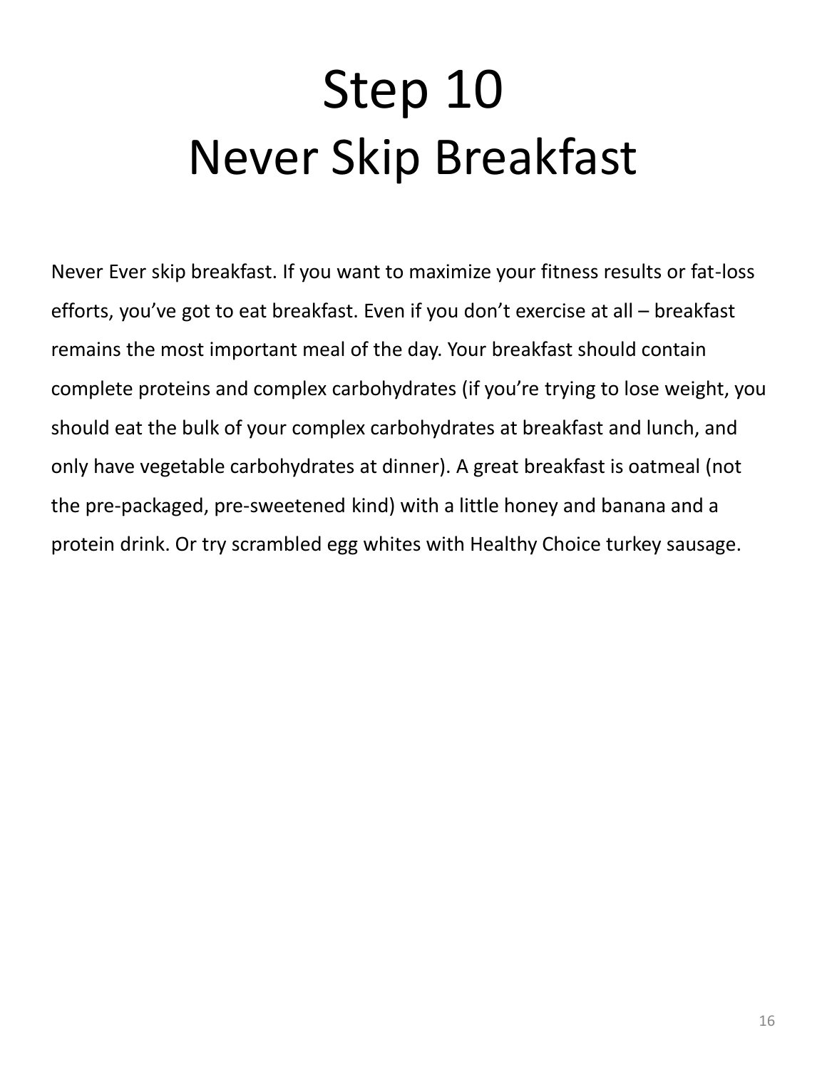# Step 10
# Never Skip Breakfast

Never Ever skip breakfast. If you want to maximize your fitness results or fat-loss efforts, you've got to eat breakfast. Even if you don't exercise at all – breakfast remains the most important meal of the day. Your breakfast should contain complete proteins and complex carbohydrates (if you're trying to lose weight, you should eat the bulk of your complex carbohydrates at breakfast and lunch, and only have vegetable carbohydrates at dinner). A great breakfast is oatmeal (not the pre-packaged, pre-sweetened kind) with a little honey and banana and a protein drink. Or try scrambled egg whites with Healthy Choice turkey sausage.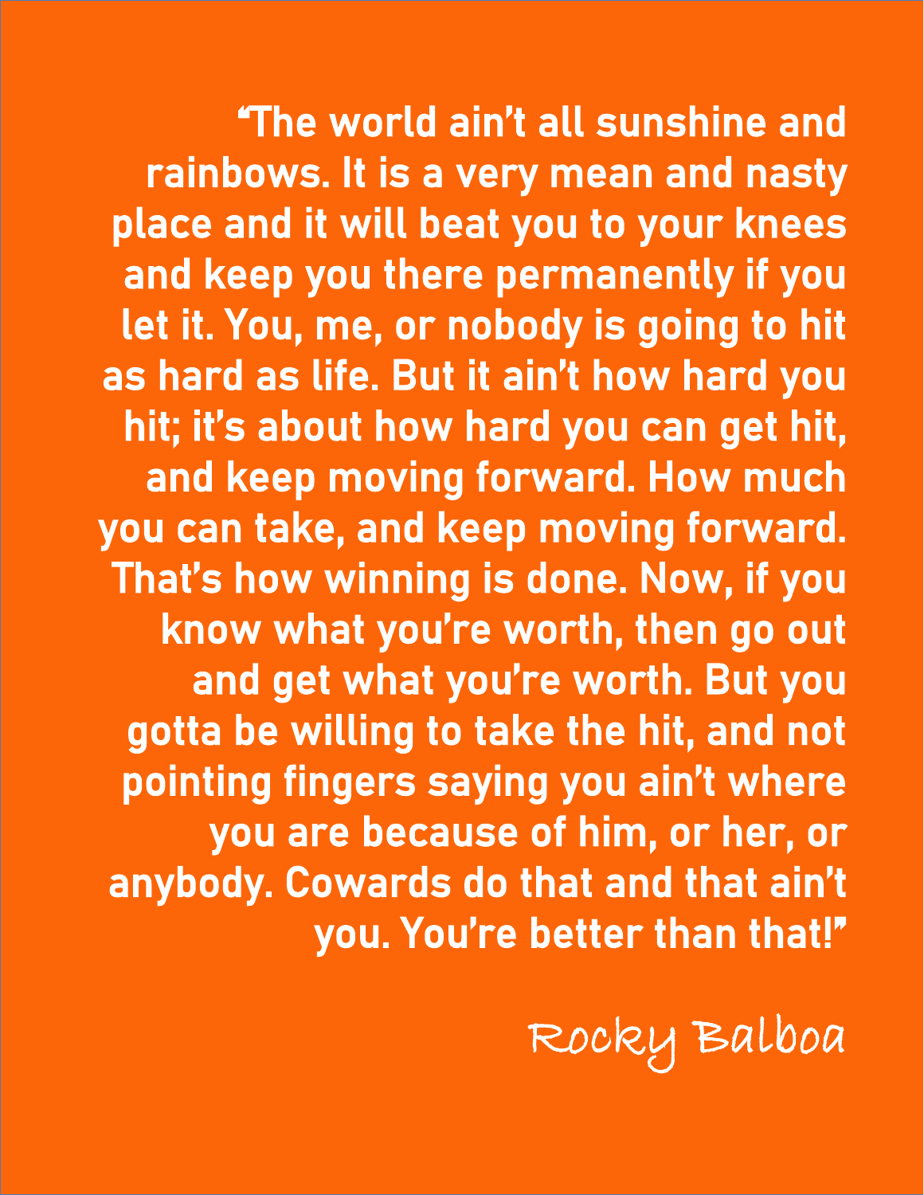"The world ain't all sunshine and rainbows. It is a very mean and nasty place and it will beat you to your knees and keep you there permanently if you let it. You, me, or nobody is going to hit as hard as life. But it ain't how hard you hit; it's about how hard you can get hit, and keep moving forward. How much you can take, and keep moving forward. That's how winning is done. Now, if you know what you're worth, then go out and get what you're worth. But you gotta be willing to take the hit, and not pointing fingers saying you ain't where you are because of him, or her, or anybody. Cowards do that and that ain't you. You're better than that!"

Rocky Balboa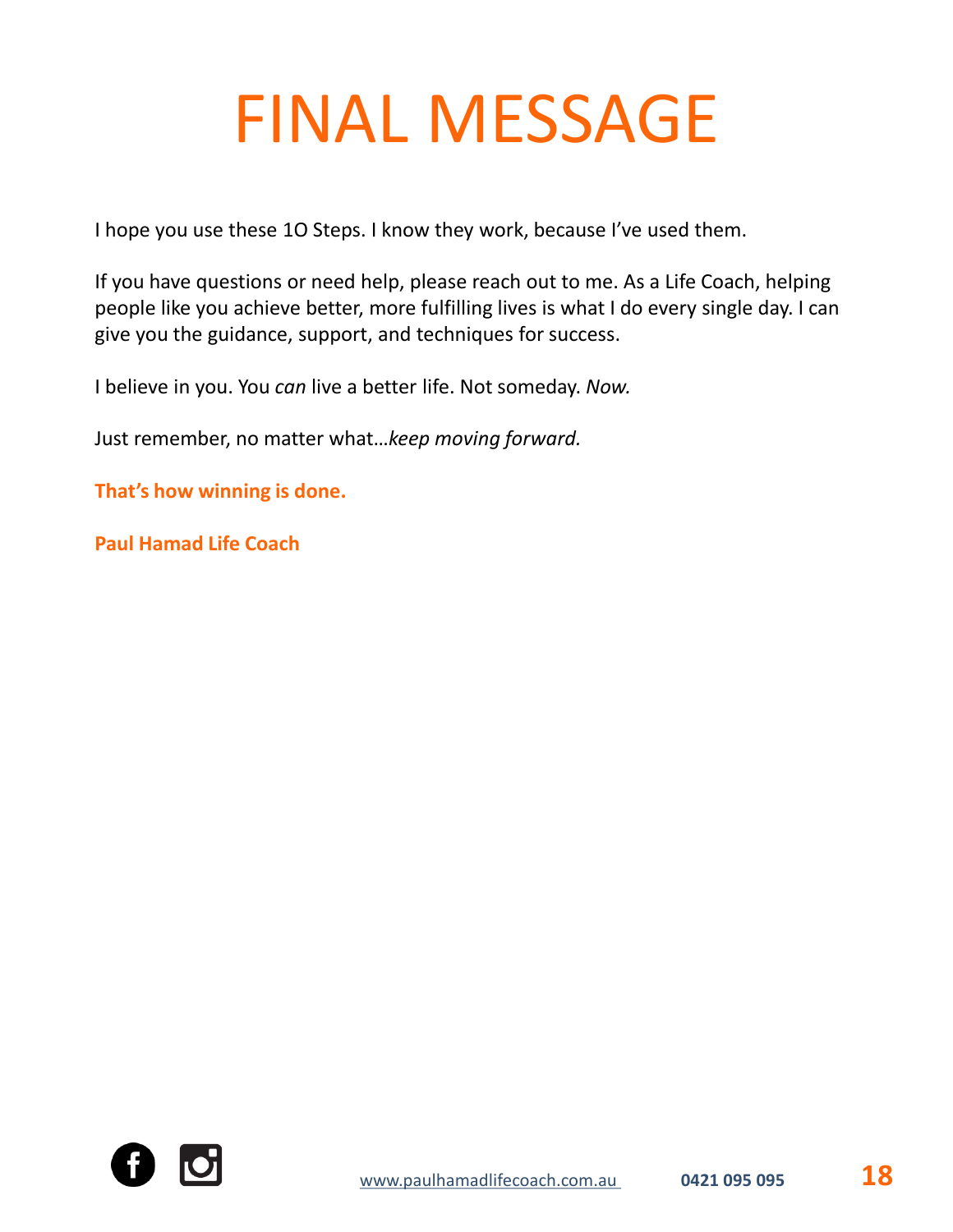# FINAL MESSAGE

I hope you use these 1O Steps. I know they work, because I've used them.

If you have questions or need help, please reach out to me. As a Life Coach, helping people like you achieve better, more fulfilling lives is what I do every single day. I can give you the guidance, support, and techniques for success.

I believe in you. You *can* live a better life. Not someday. *Now.*

Just remember, no matter what…*keep moving forward.*

**That's how winning is done.**

**Paul Hamad Life Coach**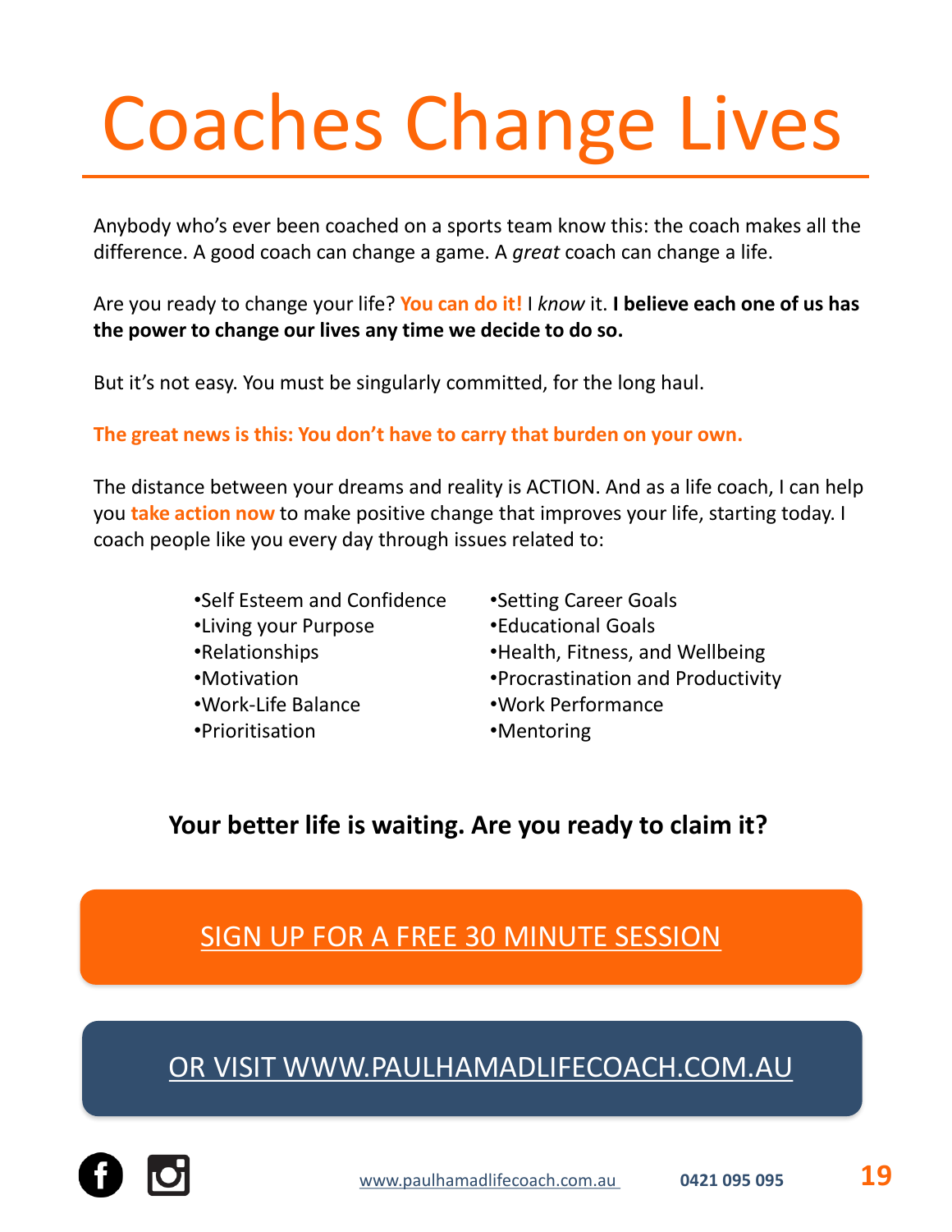# Coaches Change Lives

Anybody who's ever been coached on a sports team know this: the coach makes all the difference. A good coach can change a game. A *great* coach can change a life.

Are you ready to change your life? **You can do it!** I *know* it. **I believe each one of us has the power to change our lives any time we decide to do so.**

But it's not easy. You must be singularly committed, for the long haul.

**The great news is this: You don't have to carry that burden on your own.**

The distance between your dreams and reality is ACTION. And as a life coach, I can help you **take action now** to make positive change that improves your life, starting today. I coach people like you every day through issues related to:

- Self Esteem and Confidence
- Living your Purpose
- Relationships
- Motivation
- Work-Life Balance
- Prioritisation
- Setting Career Goals
- Educational Goals
- Health, Fitness, and Wellbeing
- Procrastination and Productivity
- Work Performance
- Mentoring

**Your better life is waiting. Are you ready to claim it?**

SIGN UP FOR A FREE 30 MINUTE SESSION

OR VISIT WWW.PAULHAMADLIFECOACH.COM.AU

www.paulhamadlifecoach.com.au **0421 095 095**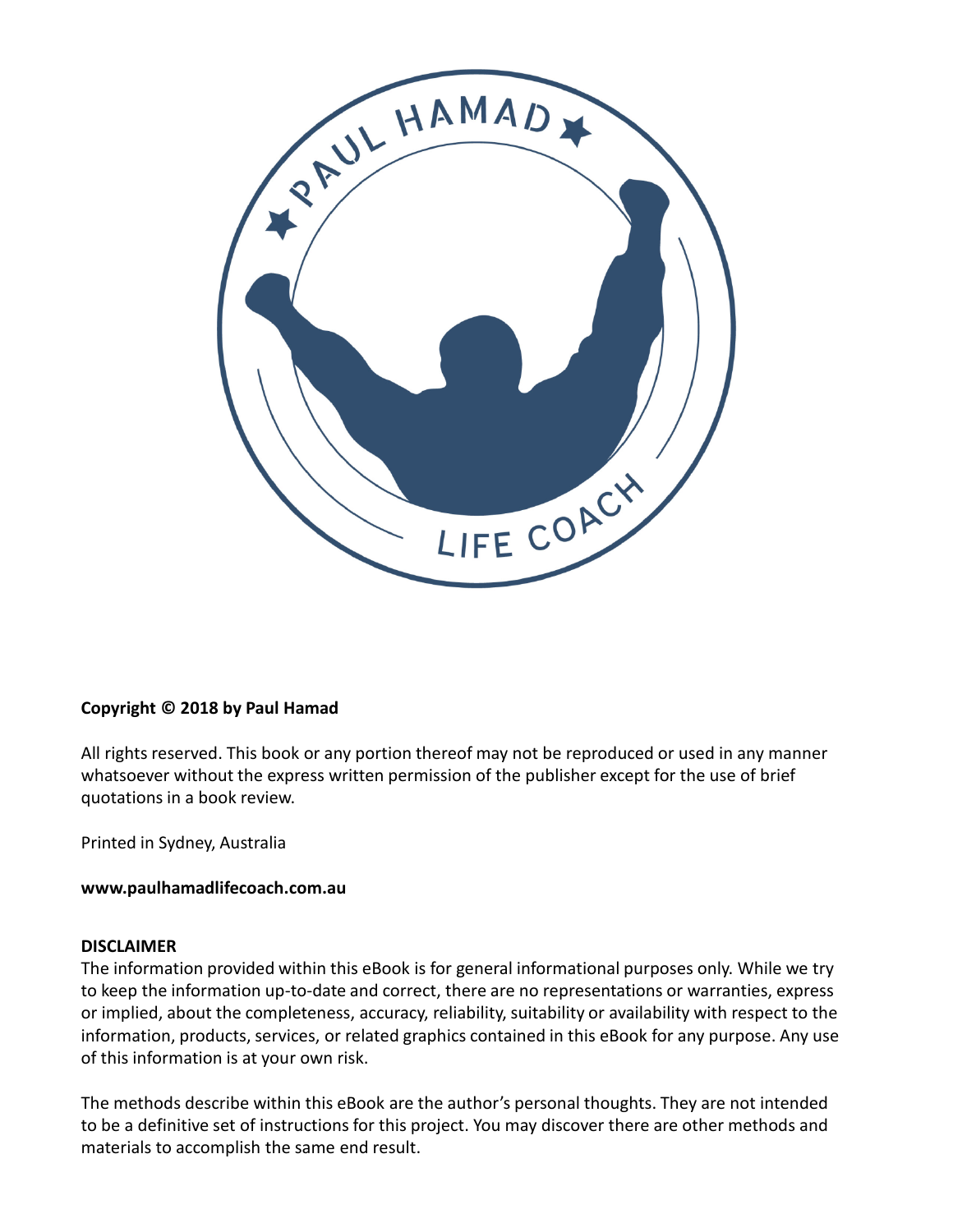**Copyright © 2018 by Paul Hamad**

All rights reserved. This book or any portion thereof may not be reproduced or used in any manner whatsoever without the express written permission of the publisher except for the use of brief quotations in a book review.

Printed in Sydney, Australia

**www.paulhamadlifecoach.com.au**

**DISCLAIMER**

The information provided within this eBook is for general informational purposes only. While we try to keep the information up-to-date and correct, there are no representations or warranties, express or implied, about the completeness, accuracy, reliability, suitability or availability with respect to the information, products, services, or related graphics contained in this eBook for any purpose. Any use of this information is at your own risk.

The methods describe within this eBook are the author's personal thoughts. They are not intended to be a definitive set of instructions for this project. You may discover there are other methods and materials to accomplish the same end result.